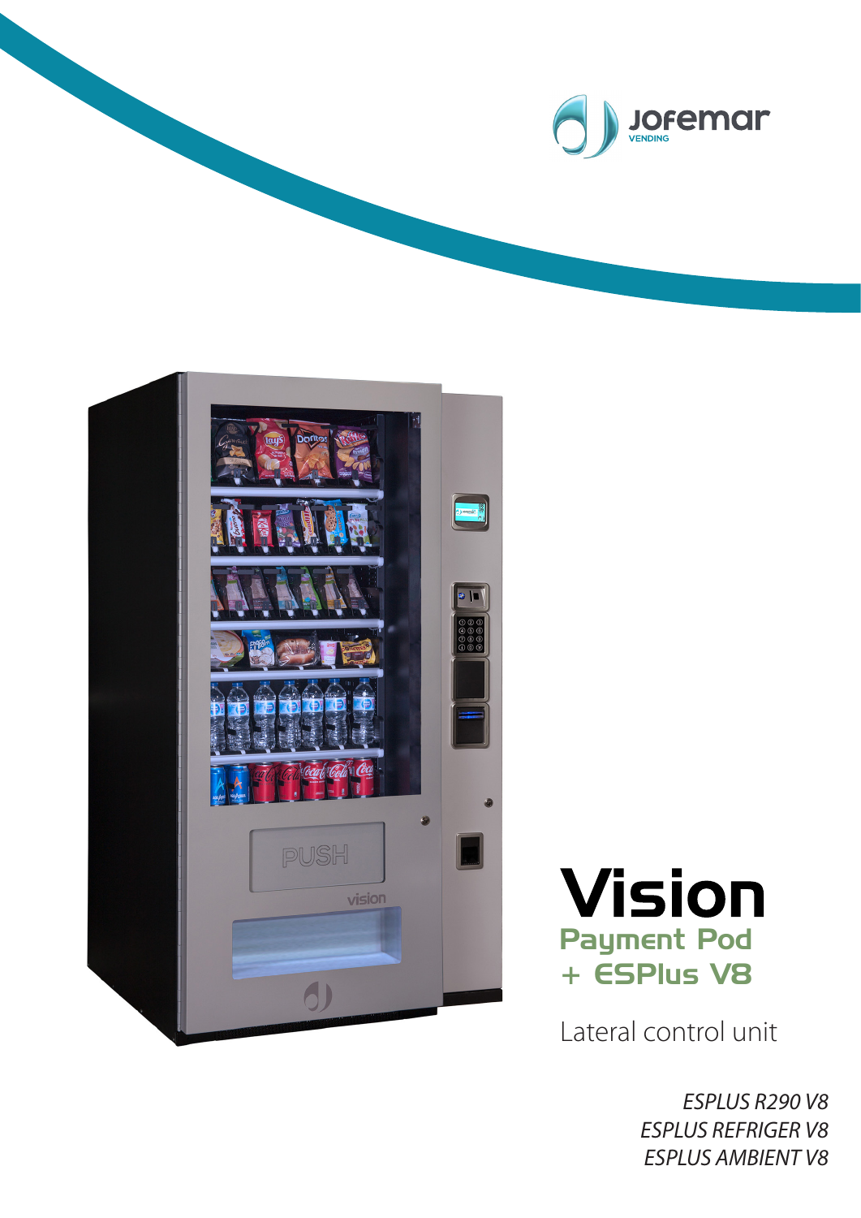Jofemar VENDING

# Vision

## Payment Pod + ESPlus V8

Lateral control unit

*ESPLUS R290 V8*
*ESPLUS REFRIGER V8*
*ESPLUS AMBIENT V8*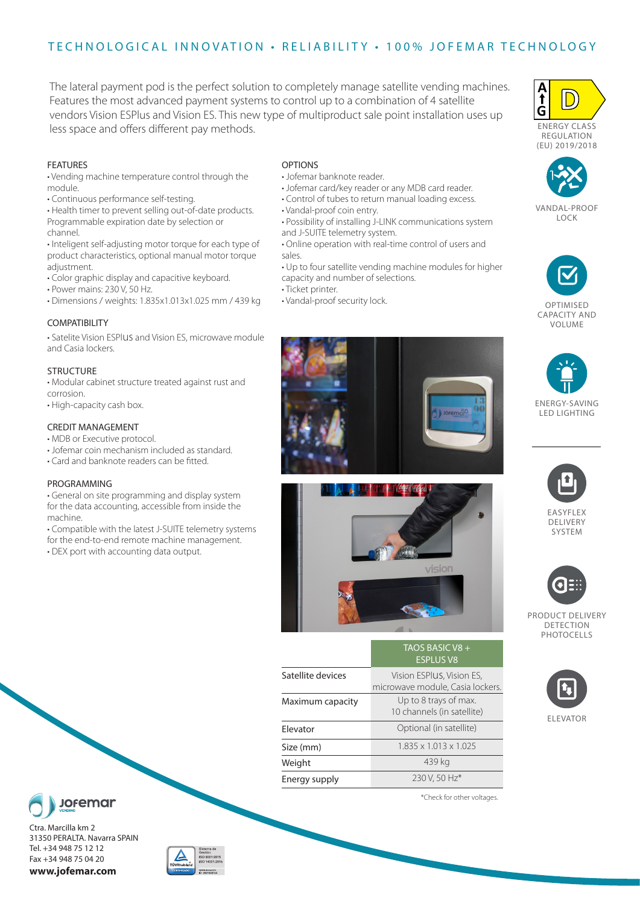TECHNOLOGICAL INNOVATION • RELIABILITY • 100% JOFEMAR TECHNOLOGY

The lateral payment pod is the perfect solution to completely manage satellite vending machines. Features the most advanced payment systems to control up to a combination of 4 satellite vendors Vision ESPlus and Vision ES. This new type of multiproduct sale point installation uses up less space and offers different pay methods.

### FEATURES

- Vending machine temperature control through the module.
- Continuous performance self-testing.
- Health timer to prevent selling out-of-date products. Programmable expiration date by selection or channel.
- Inteligent self-adjusting motor torque for each type of product characteristics, optional manual motor torque adjustment.
- Color graphic display and capacitive keyboard.
- Power mains: 230 V, 50 Hz.
- Dimensions / weights: 1.835x1.013x1.025 mm / 439 kg

### COMPATIBILITY

- Satelite Vision ESPlus and Vision ES, microwave module and Casia lockers.

### STRUCTURE

- Modular cabinet structure treated against rust and corrosion.
- High-capacity cash box.

### CREDIT MANAGEMENT

- MDB or Executive protocol.
- Jofemar coin mechanism included as standard.
- Card and banknote readers can be fitted.

### PROGRAMMING

- General on site programming and display system for the data accounting, accessible from inside the machine.
- Compatible with the latest J-SUITE telemetry systems for the end-to-end remote machine management.
- DEX port with accounting data output.

### OPTIONS

- Jofemar banknote reader.
- Jofemar card/key reader or any MDB card reader.
- Control of tubes to return manual loading excess.
- Vandal-proof coin entry.
- Possibility of installing J-LINK communications system and J-SUITE telemetry system.
- Online operation with real-time control of users and sales.
- Up to four satellite vending machine modules for higher capacity and number of selections.
- Ticket printer.
- Vandal-proof security lock.

| | TAOS BASIC V8 + ESPLUS V8 |
|---|---|
| Satellite devices | Vision ESPlus, Vision ES, microwave module, Casia lockers. |
| Maximum capacity | Up to 8 trays of max. 10 channels (in satellite) |
| Elevator | Optional (in satellite) |
| Size (mm) | 1.835 x 1.013 x 1.025 |
| Weight | 439 kg |
| Energy supply | 230 V, 50 Hz* |

*Check for other voltages.

ENERGY CLASS REGULATION (EU) 2019/2018

VANDAL-PROOF LOCK

OPTIMISED CAPACITY AND VOLUME

ENERGY-SAVING LED LIGHTING

EASYFLEX DELIVERY SYSTEM

PRODUCT DELIVERY DETECTION PHOTOCELLS

ELEVATOR

Ctra. Marcilla km 2
31350 PERALTA. Navarra SPAIN
Tel. +34 948 75 12 12
Fax +34 948 75 04 20
**www.jofemar.com**